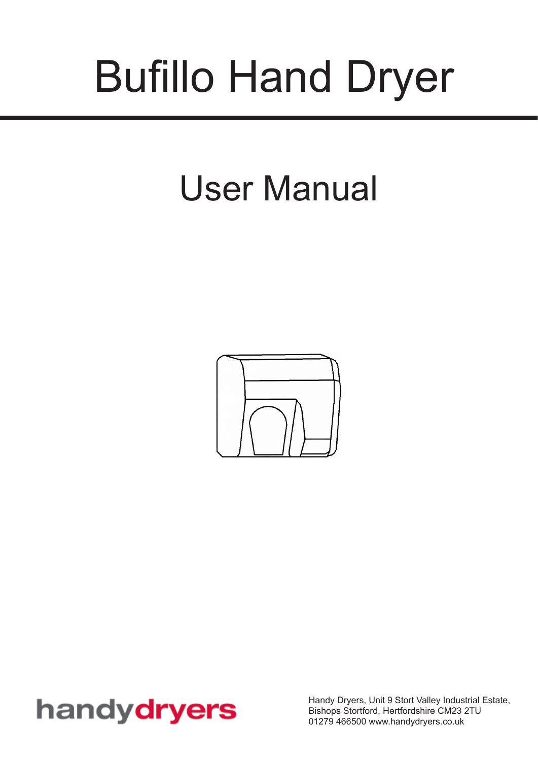# Bufillo Hand Dryer

## User Manual

handydryers

Handy Dryers, Unit 9 Stort Valley Industrial Estate,
Bishops Stortford, Hertfordshire CM23 2TU
01279 466500 www.handydryers.co.uk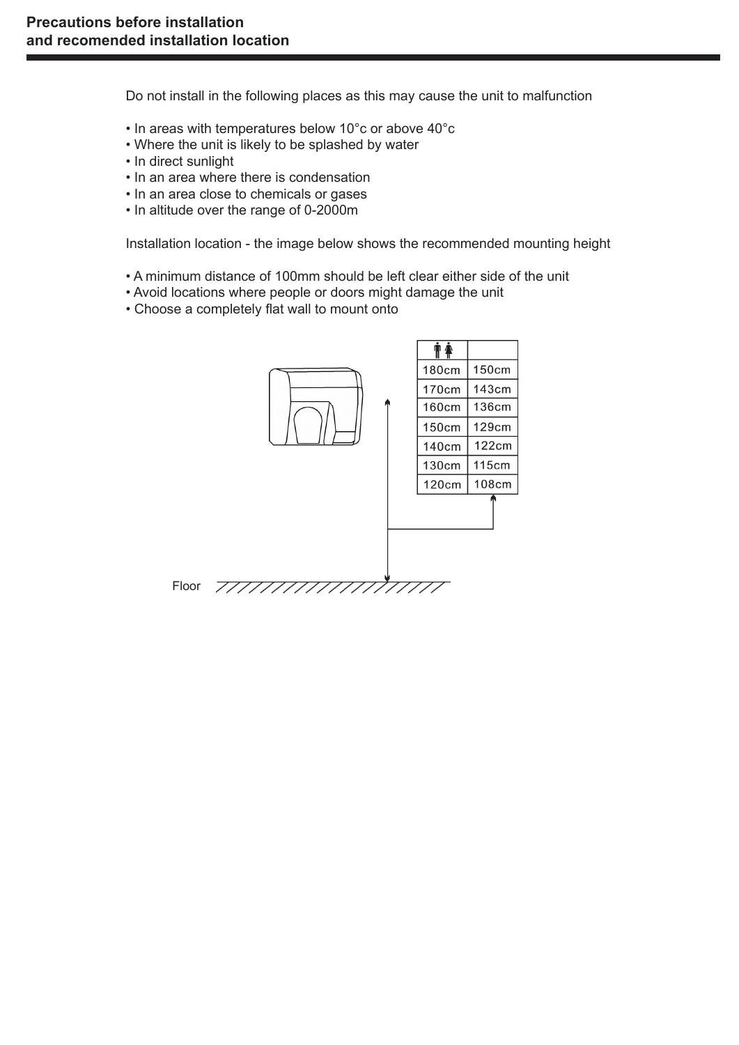## Precautions before installation and recomended installation location

Do not install in the following places as this may cause the unit to malfunction

- In areas with temperatures below 10°c or above 40°c
- Where the unit is likely to be splashed by water
- In direct sunlight
- In an area where there is condensation
- In an area close to chemicals or gases
- In altitude over the range of 0-2000m

Installation location - the image below shows the recommended mounting height

- A minimum distance of 100mm should be left clear either side of the unit
- Avoid locations where people or doors might damage the unit
- Choose a completely flat wall to mount onto

| 🚹🚺 | |
|---|---|
| 180cm | 150cm |
| 170cm | 143cm |
| 160cm | 136cm |
| 150cm | 129cm |
| 140cm | 122cm |
| 130cm | 115cm |
| 120cm | 108cm |

Floor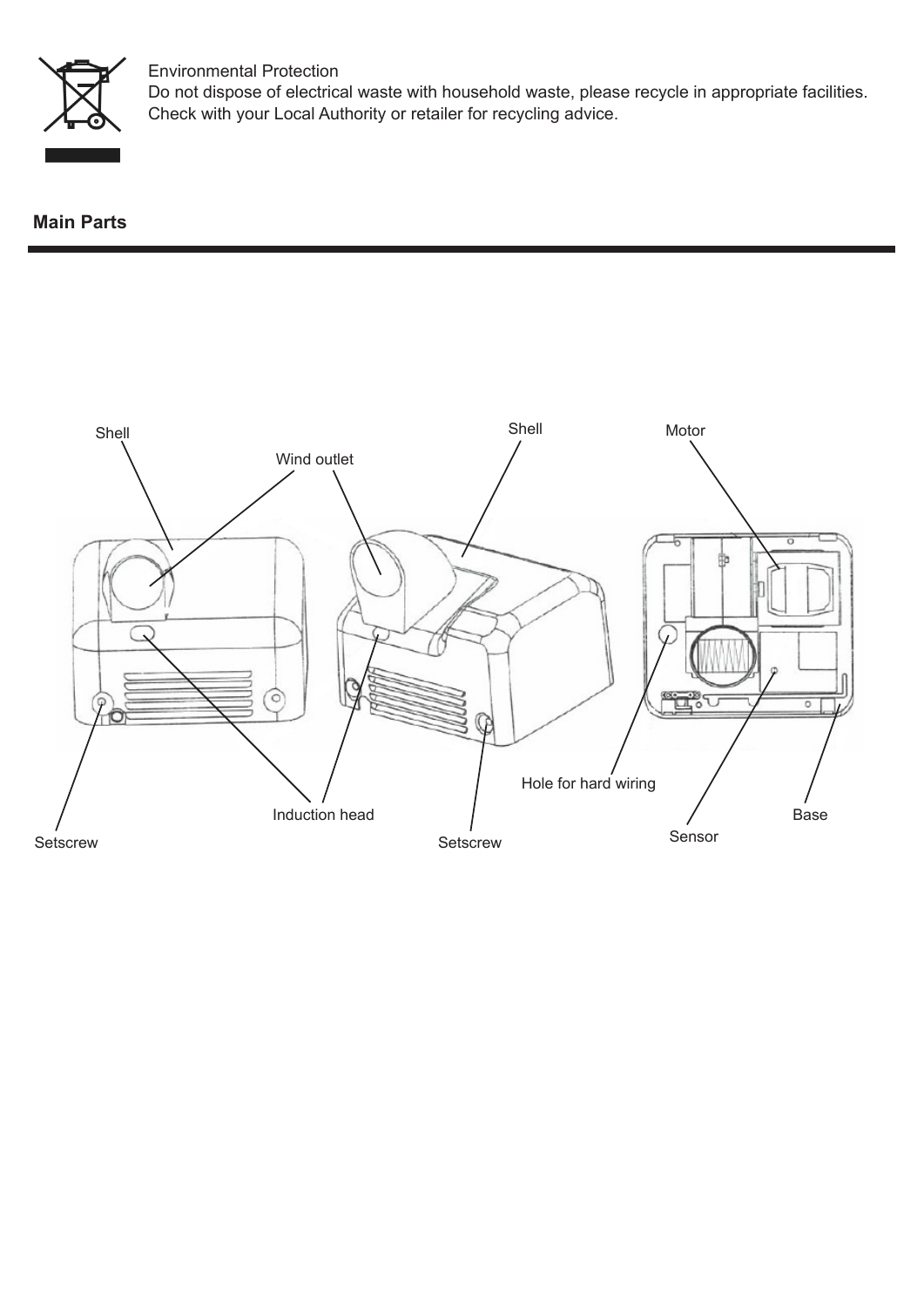Environmental Protection
Do not dispose of electrical waste with household waste, please recycle in appropriate facilities.
Check with your Local Authority or retailer for recycling advice.

**Main Parts**

Shell

Wind outlet

Shell

Motor

Hole for hard wiring

Induction head

Base

Sensor

Setscrew

Setscrew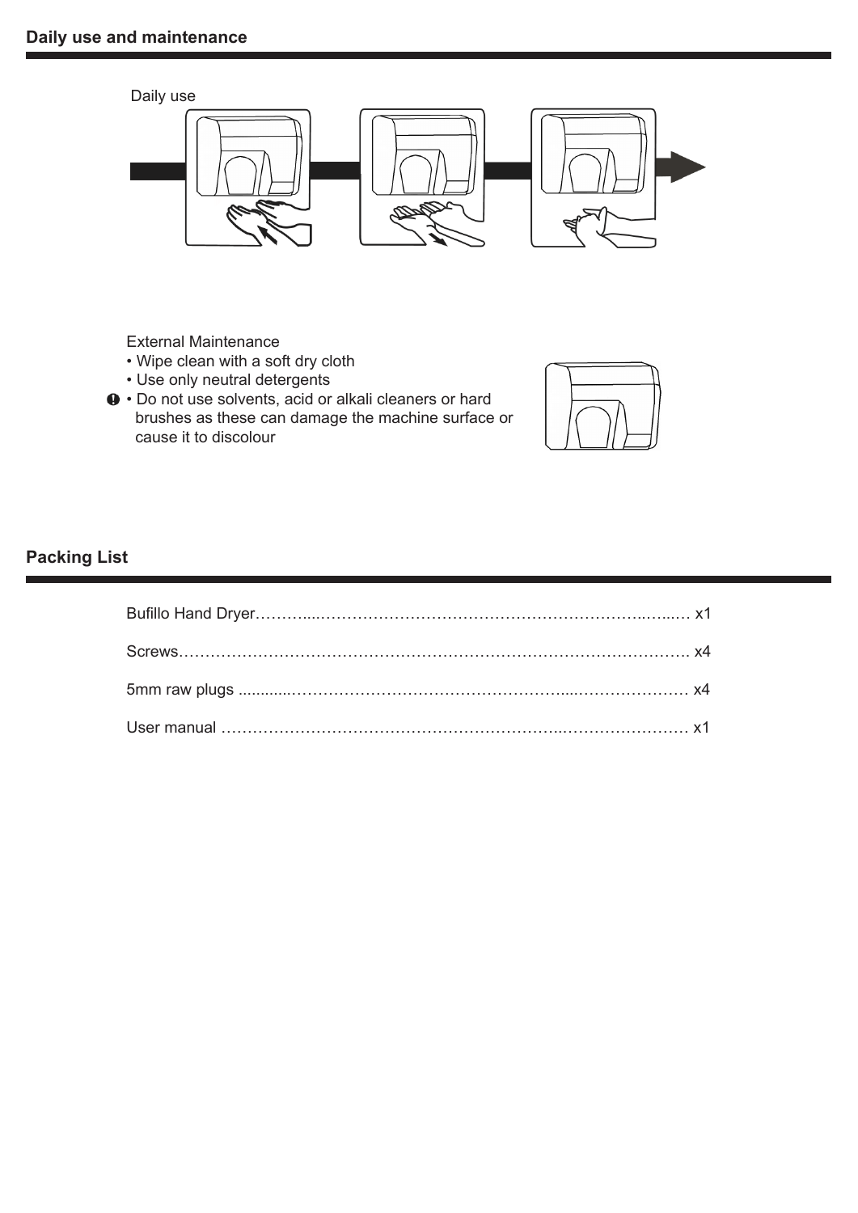## Daily use and maintenance

Daily use

External Maintenance

- Wipe clean with a soft dry cloth
- Use only neutral detergents
- Do not use solvents, acid or alkali cleaners or hard brushes as these can damage the machine surface or cause it to discolour

## Packing List

Bufillo Hand Dryer………………………………………………………………… x1

Screws………………………………………………………………………………. x4

5mm raw plugs ……………………………………………………………………… x4

User manual ………………………………………………………………………… x1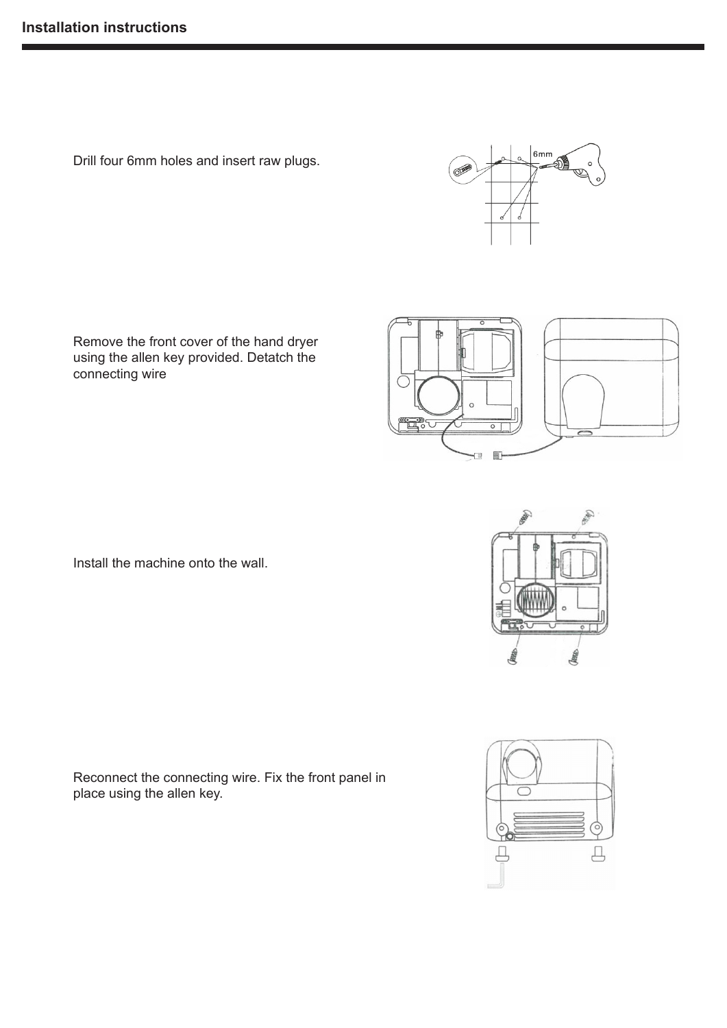**Installation instructions**

Drill four 6mm holes and insert raw plugs.

Remove the front cover of the hand dryer using the allen key provided. Detatch the connecting wire

Install the machine onto the wall.

Reconnect the connecting wire. Fix the front panel in place using the allen key.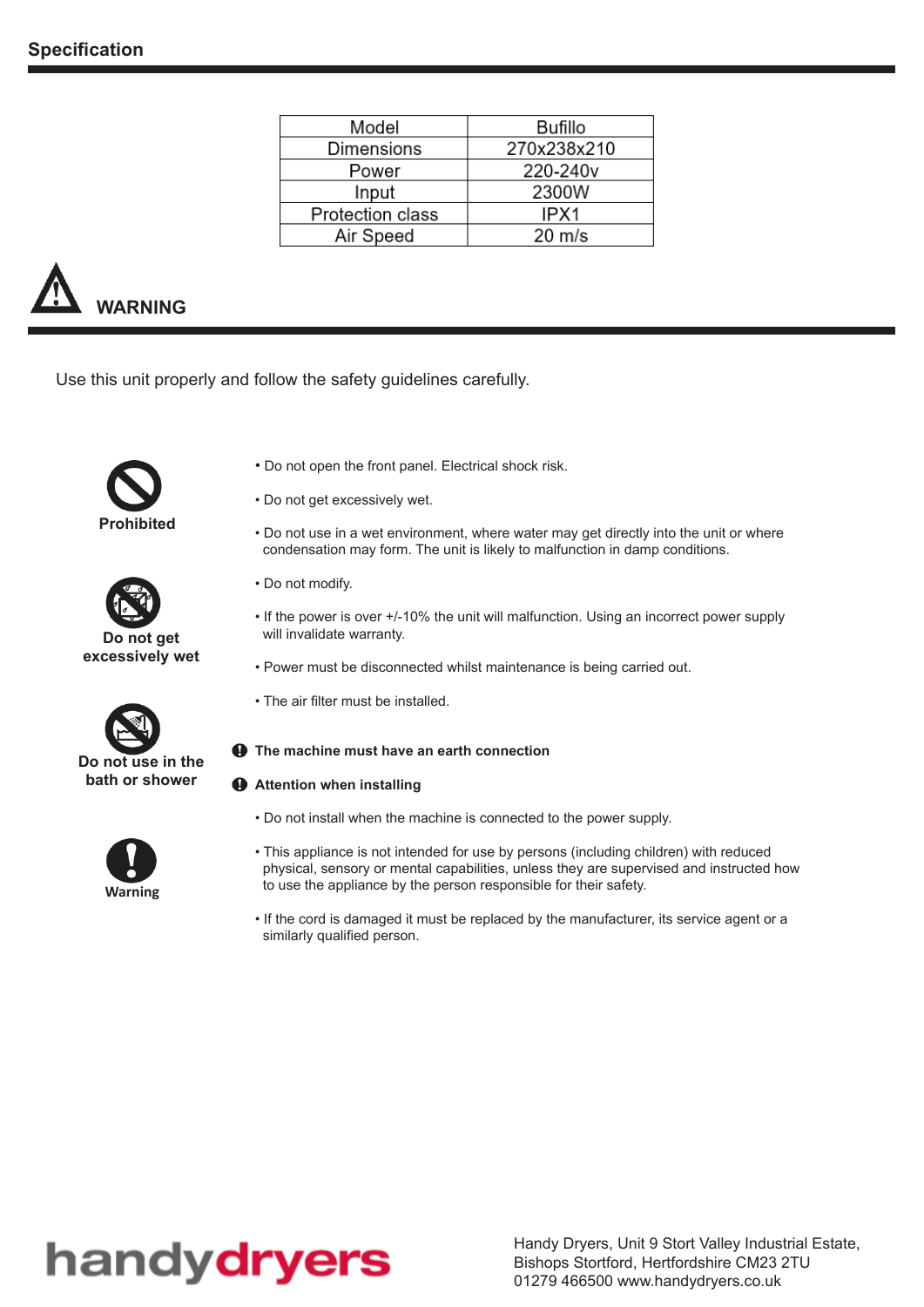## Specification

| | |
|---|---|
| Model | Bufillo |
| Dimensions | 270x238x210 |
| Power | 220-240v |
| Input | 2300W |
| Protection class | IPX1 |
| Air Speed | 20 m/s |

## WARNING

Use this unit properly and follow the safety guidelines carefully.

**Prohibited**

**Do not get excessively wet**

**Do not use in the bath or shower**

**Warning**

- Do not open the front panel. Electrical shock risk.
- Do not get excessively wet.
- Do not use in a wet environment, where water may get directly into the unit or where condensation may form. The unit is likely to malfunction in damp conditions.
- Do not modify.
- If the power is over +/-10% the unit will malfunction. Using an incorrect power supply will invalidate warranty.
- Power must be disconnected whilst maintenance is being carried out.
- The air filter must be installed.

**The machine must have an earth connection**

**Attention when installing**

- Do not install when the machine is connected to the power supply.
- This appliance is not intended for use by persons (including children) with reduced physical, sensory or mental capabilities, unless they are supervised and instructed how to use the appliance by the person responsible for their safety.
- If the cord is damaged it must be replaced by the manufacturer, its service agent or a similarly qualified person.

handydryers

Handy Dryers, Unit 9 Stort Valley Industrial Estate,
Bishops Stortford, Hertfordshire CM23 2TU
01279 466500 www.handydryers.co.uk